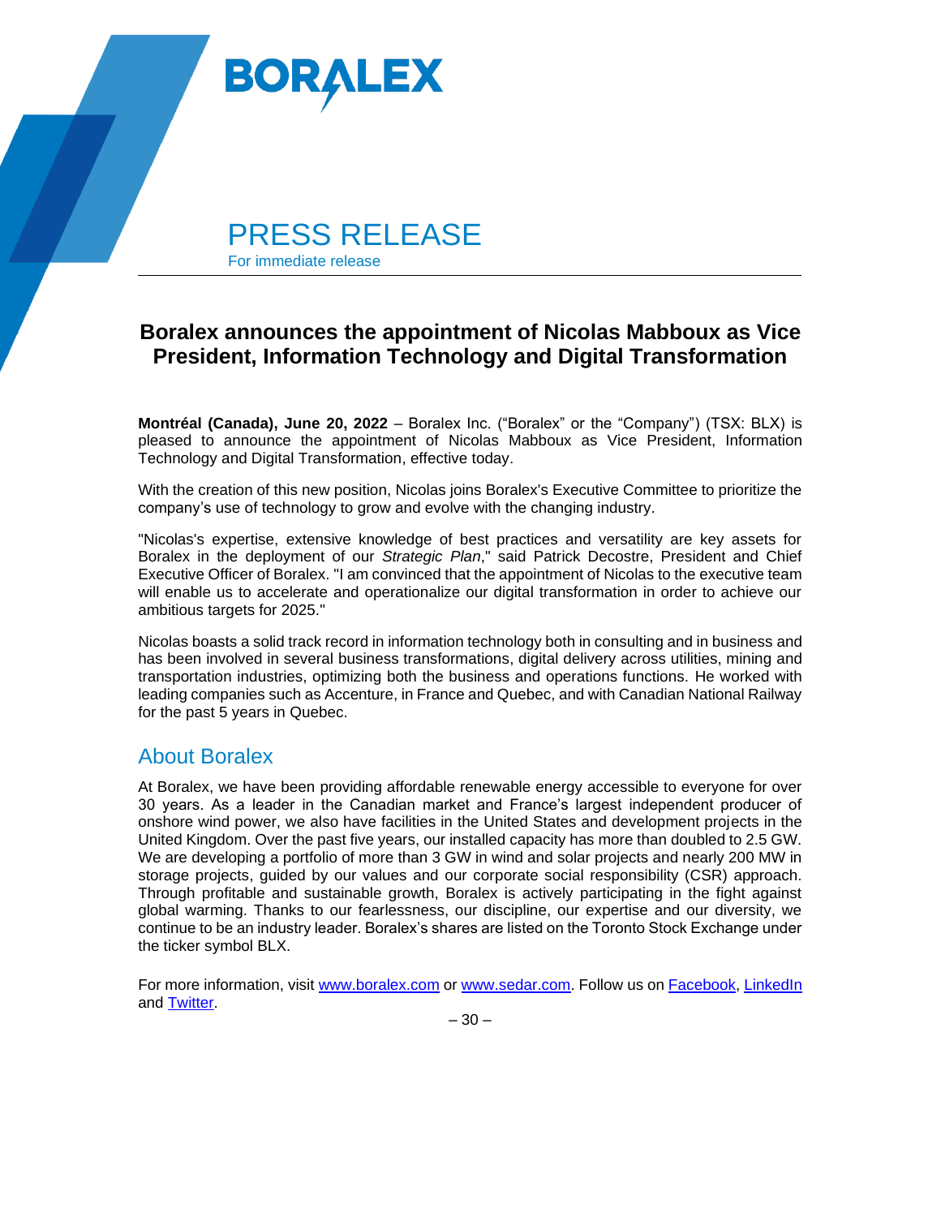BORALEX

PRESS RELEASE
For immediate release

# Boralex announces the appointment of Nicolas Mabboux as Vice President, Information Technology and Digital Transformation

**Montréal (Canada), June 20, 2022** – Boralex Inc. ("Boralex" or the "Company") (TSX: BLX) is pleased to announce the appointment of Nicolas Mabboux as Vice President, Information Technology and Digital Transformation, effective today.

With the creation of this new position, Nicolas joins Boralex's Executive Committee to prioritize the company's use of technology to grow and evolve with the changing industry.

"Nicolas's expertise, extensive knowledge of best practices and versatility are key assets for Boralex in the deployment of our *Strategic Plan*," said Patrick Decostre, President and Chief Executive Officer of Boralex. "I am convinced that the appointment of Nicolas to the executive team will enable us to accelerate and operationalize our digital transformation in order to achieve our ambitious targets for 2025."

Nicolas boasts a solid track record in information technology both in consulting and in business and has been involved in several business transformations, digital delivery across utilities, mining and transportation industries, optimizing both the business and operations functions. He worked with leading companies such as Accenture, in France and Quebec, and with Canadian National Railway for the past 5 years in Quebec.

## About Boralex

At Boralex, we have been providing affordable renewable energy accessible to everyone for over 30 years. As a leader in the Canadian market and France's largest independent producer of onshore wind power, we also have facilities in the United States and development projects in the United Kingdom. Over the past five years, our installed capacity has more than doubled to 2.5 GW. We are developing a portfolio of more than 3 GW in wind and solar projects and nearly 200 MW in storage projects, guided by our values and our corporate social responsibility (CSR) approach. Through profitable and sustainable growth, Boralex is actively participating in the fight against global warming. Thanks to our fearlessness, our discipline, our expertise and our diversity, we continue to be an industry leader. Boralex's shares are listed on the Toronto Stock Exchange under the ticker symbol BLX.

For more information, visit [www.boralex.com](www.boralex.com) or [www.sedar.com](www.sedar.com). Follow us on Facebook, LinkedIn and Twitter.

– 30 –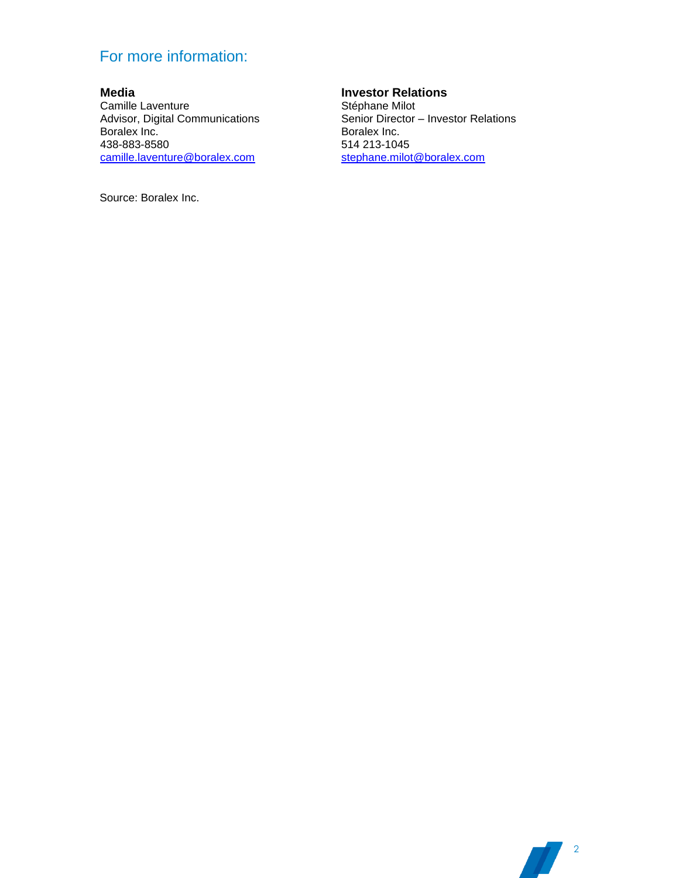## For more information:

**Media**
Camille Laventure
Advisor, Digital Communications
Boralex Inc.
438-883-8580
camille.laventure@boralex.com

**Investor Relations**
Stéphane Milot
Senior Director – Investor Relations
Boralex Inc.
514 213-1045
stephane.milot@boralex.com

Source: Boralex Inc.